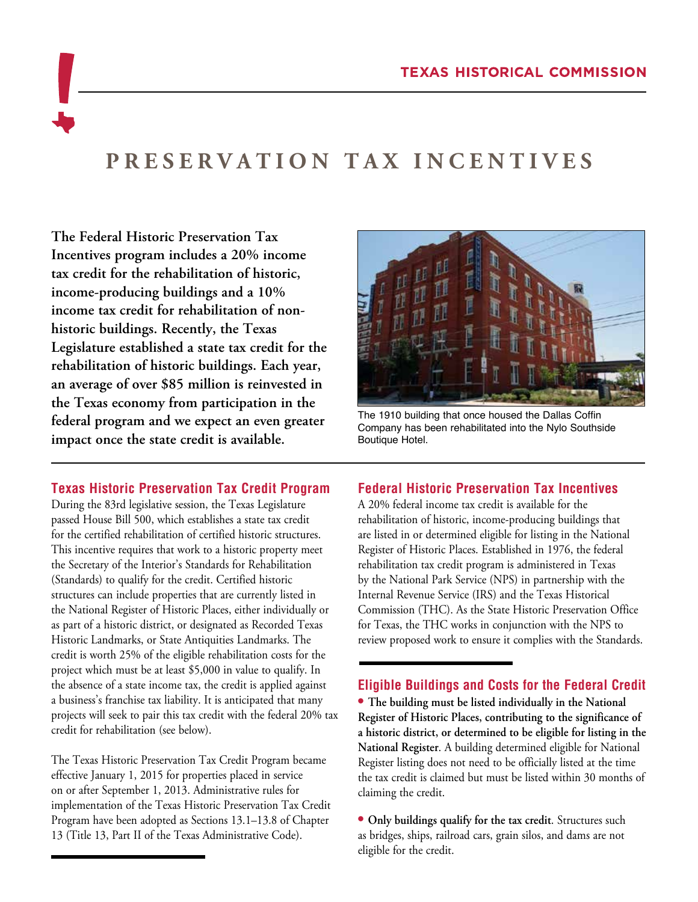TEXAS HISTORICAL COMMISSION

# PRESERVATION TAX INCENTIVES

**The Federal Historic Preservation Tax Incentives program includes a 20% income tax credit for the rehabilitation of historic, income-producing buildings and a 10% income tax credit for rehabilitation of non-historic buildings. Recently, the Texas Legislature established a state tax credit for the rehabilitation of historic buildings. Each year, an average of over $85 million is reinvested in the Texas economy from participation in the federal program and we expect an even greater impact once the state credit is available.**

The 1910 building that once housed the Dallas Coffin Company has been rehabilitated into the Nylo Southside Boutique Hotel.

## Texas Historic Preservation Tax Credit Program

During the 83rd legislative session, the Texas Legislature passed House Bill 500, which establishes a state tax credit for the certified rehabilitation of certified historic structures. This incentive requires that work to a historic property meet the Secretary of the Interior's Standards for Rehabilitation (Standards) to qualify for the credit. Certified historic structures can include properties that are currently listed in the National Register of Historic Places, either individually or as part of a historic district, or designated as Recorded Texas Historic Landmarks, or State Antiquities Landmarks. The credit is worth 25% of the eligible rehabilitation costs for the project which must be at least $5,000 in value to qualify. In the absence of a state income tax, the credit is applied against a business's franchise tax liability. It is anticipated that many projects will seek to pair this tax credit with the federal 20% tax credit for rehabilitation (see below).

The Texas Historic Preservation Tax Credit Program became effective January 1, 2015 for properties placed in service on or after September 1, 2013. Administrative rules for implementation of the Texas Historic Preservation Tax Credit Program have been adopted as Sections 13.1–13.8 of Chapter 13 (Title 13, Part II of the Texas Administrative Code).

## Federal Historic Preservation Tax Incentives

A 20% federal income tax credit is available for the rehabilitation of historic, income-producing buildings that are listed in or determined eligible for listing in the National Register of Historic Places. Established in 1976, the federal rehabilitation tax credit program is administered in Texas by the National Park Service (NPS) in partnership with the Internal Revenue Service (IRS) and the Texas Historical Commission (THC). As the State Historic Preservation Office for Texas, the THC works in conjunction with the NPS to review proposed work to ensure it complies with the Standards.

## Eligible Buildings and Costs for the Federal Credit

- **The building must be listed individually in the National Register of Historic Places, contributing to the significance of a historic district, or determined to be eligible for listing in the National Register**. A building determined eligible for National Register listing does not need to be officially listed at the time the tax credit is claimed but must be listed within 30 months of claiming the credit.

- **Only buildings qualify for the tax credit**. Structures such as bridges, ships, railroad cars, grain silos, and dams are not eligible for the credit.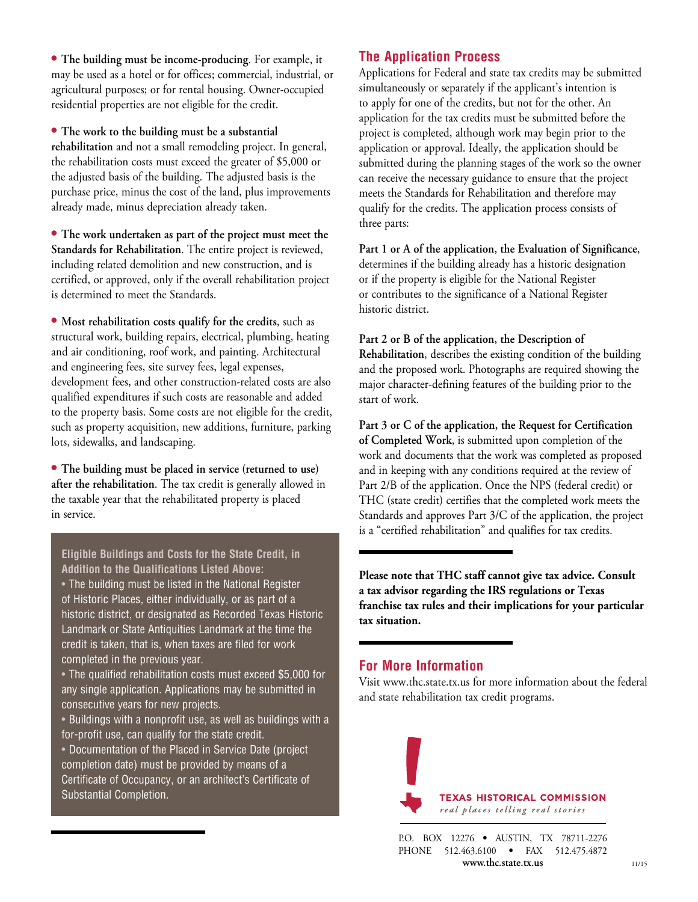- **The building must be income-producing**. For example, it may be used as a hotel or for offices; commercial, industrial, or agricultural purposes; or for rental housing. Owner-occupied residential properties are not eligible for the credit.

- **The work to the building must be a substantial rehabilitation** and not a small remodeling project. In general, the rehabilitation costs must exceed the greater of $5,000 or the adjusted basis of the building. The adjusted basis is the purchase price, minus the cost of the land, plus improvements already made, minus depreciation already taken.

- **The work undertaken as part of the project must meet the Standards for Rehabilitation**. The entire project is reviewed, including related demolition and new construction, and is certified, or approved, only if the overall rehabilitation project is determined to meet the Standards.

- **Most rehabilitation costs qualify for the credits**, such as structural work, building repairs, electrical, plumbing, heating and air conditioning, roof work, and painting. Architectural and engineering fees, site survey fees, legal expenses, development fees, and other construction-related costs are also qualified expenditures if such costs are reasonable and added to the property basis. Some costs are not eligible for the credit, such as property acquisition, new additions, furniture, parking lots, sidewalks, and landscaping.

- **The building must be placed in service (returned to use) after the rehabilitation**. The tax credit is generally allowed in the taxable year that the rehabilitated property is placed in service.

**Eligible Buildings and Costs for the State Credit, in Addition to the Qualifications Listed Above:**

- The building must be listed in the National Register of Historic Places, either individually, or as part of a historic district, or designated as Recorded Texas Historic Landmark or State Antiquities Landmark at the time the credit is taken, that is, when taxes are filed for work completed in the previous year.
- The qualified rehabilitation costs must exceed $5,000 for any single application. Applications may be submitted in consecutive years for new projects.
- Buildings with a nonprofit use, as well as buildings with a for-profit use, can qualify for the state credit.
- Documentation of the Placed in Service Date (project completion date) must be provided by means of a Certificate of Occupancy, or an architect's Certificate of Substantial Completion.

## The Application Process

Applications for Federal and state tax credits may be submitted simultaneously or separately if the applicant's intention is to apply for one of the credits, but not for the other. An application for the tax credits must be submitted before the project is completed, although work may begin prior to the application or approval. Ideally, the application should be submitted during the planning stages of the work so the owner can receive the necessary guidance to ensure that the project meets the Standards for Rehabilitation and therefore may qualify for the credits. The application process consists of three parts:

**Part 1 or A of the application, the Evaluation of Significance**, determines if the building already has a historic designation or if the property is eligible for the National Register or contributes to the significance of a National Register historic district.

**Part 2 or B of the application, the Description of Rehabilitation**, describes the existing condition of the building and the proposed work. Photographs are required showing the major character-defining features of the building prior to the start of work.

**Part 3 or C of the application, the Request for Certification of Completed Work**, is submitted upon completion of the work and documents that the work was completed as proposed and in keeping with any conditions required at the review of Part 2/B of the application. Once the NPS (federal credit) or THC (state credit) certifies that the completed work meets the Standards and approves Part 3/C of the application, the project is a "certified rehabilitation" and qualifies for tax credits.

**Please note that THC staff cannot give tax advice. Consult a tax advisor regarding the IRS regulations or Texas franchise tax rules and their implications for your particular tax situation.**

## For More Information

Visit www.thc.state.tx.us for more information about the federal and state rehabilitation tax credit programs.

TEXAS HISTORICAL COMMISSION
*real places telling real stories*

P.O. BOX 12276 • AUSTIN, TX 78711-2276
PHONE 512.463.6100 • FAX 512.475.4872
**www.thc.state.tx.us**

11/15